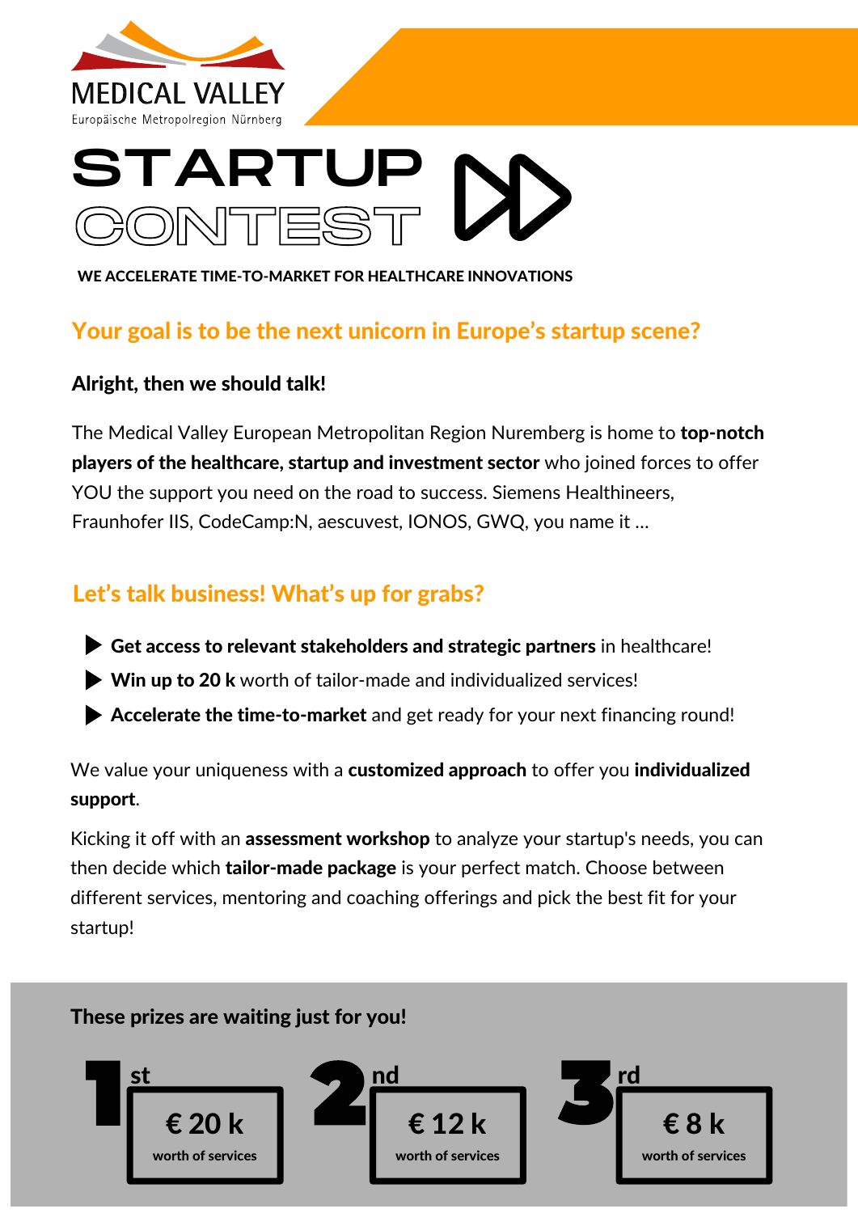MEDICAL VALLEY
Europäische Metropolregion Nürnberg

# STARTUP CONTEST

**WE ACCELERATE TIME-TO-MARKET FOR HEALTHCARE INNOVATIONS**

## Your goal is to be the next unicorn in Europe's startup scene?

**Alright, then we should talk!**

The Medical Valley European Metropolitan Region Nuremberg is home to **top-notch players of the healthcare, startup and investment sector** who joined forces to offer YOU the support you need on the road to success. Siemens Healthineers, Fraunhofer IIS, CodeCamp:N, aescuvest, IONOS, GWQ, you name it ...

## Let's talk business! What's up for grabs?

- **Get access to relevant stakeholders and strategic partners** in healthcare!
- **Win up to 20 k** worth of tailor-made and individualized services!
- **Accelerate the time-to-market** and get ready for your next financing round!

We value your uniqueness with a **customized approach** to offer you **individualized support**.

Kicking it off with an **assessment workshop** to analyze your startup's needs, you can then decide which **tailor-made package** is your perfect match. Choose between different services, mentoring and coaching offerings and pick the best fit for your startup!

**These prizes are waiting just for you!**

- **1st**: € 20 k worth of services
- **2nd**: € 12 k worth of services
- **3rd**: € 8 k worth of services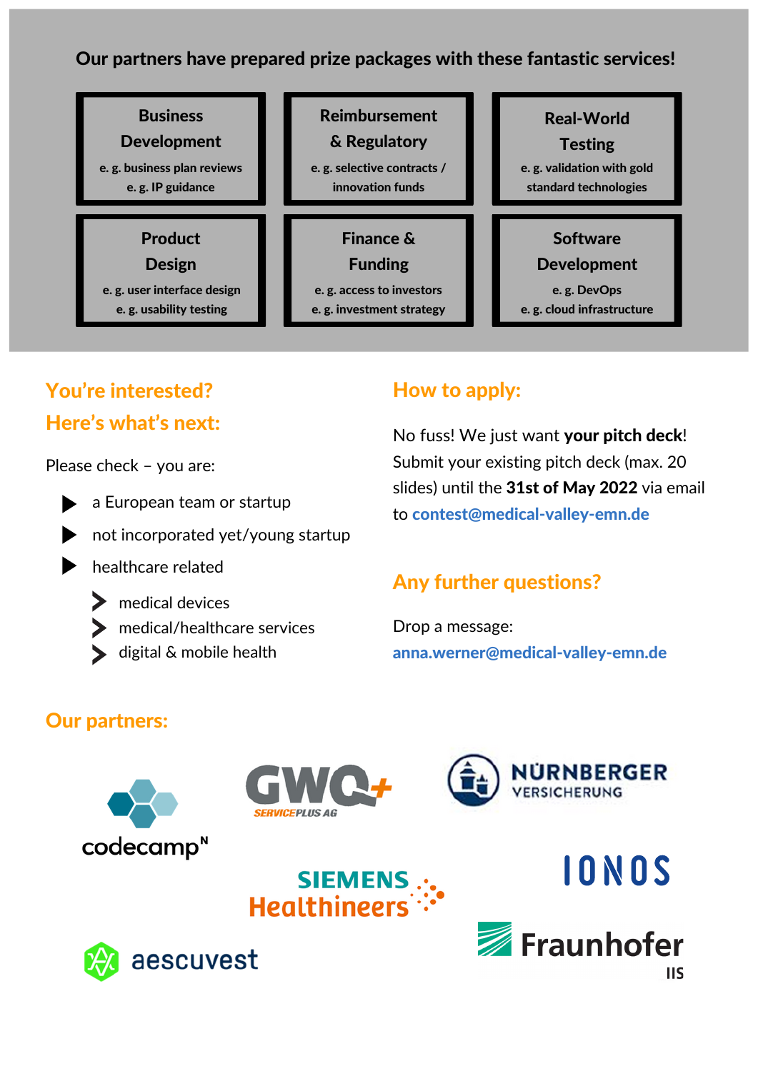**Our partners have prepared prize packages with these fantastic services!**

**Business Development**
e. g. business plan reviews
e. g. IP guidance

**Reimbursement & Regulatory**
e. g. selective contracts / innovation funds

**Real-World Testing**
e. g. validation with gold standard technologies

**Product Design**
e. g. user interface design
e. g. usability testing

**Finance & Funding**
e. g. access to investors
e. g. investment strategy

**Software Development**
e. g. DevOps
e. g. cloud infrastructure

## You're interested? Here's what's next:

Please check – you are:

- a European team or startup
- not incorporated yet/young startup
- healthcare related
  - medical devices
  - medical/healthcare services
  - digital & mobile health

## How to apply:

No fuss! We just want **your pitch deck**! Submit your existing pitch deck (max. 20 slides) until the **31st of May 2022** via email to contest@medical-valley-emn.de

## Any further questions?

Drop a message:
anna.werner@medical-valley-emn.de

## Our partners:

codecamp:n

GWQ+ SERVICEPLUS AG

NÜRNBERGER VERSICHERUNG

SIEMENS Healthineers

IONOS

Fraunhofer IIS

aescuvest